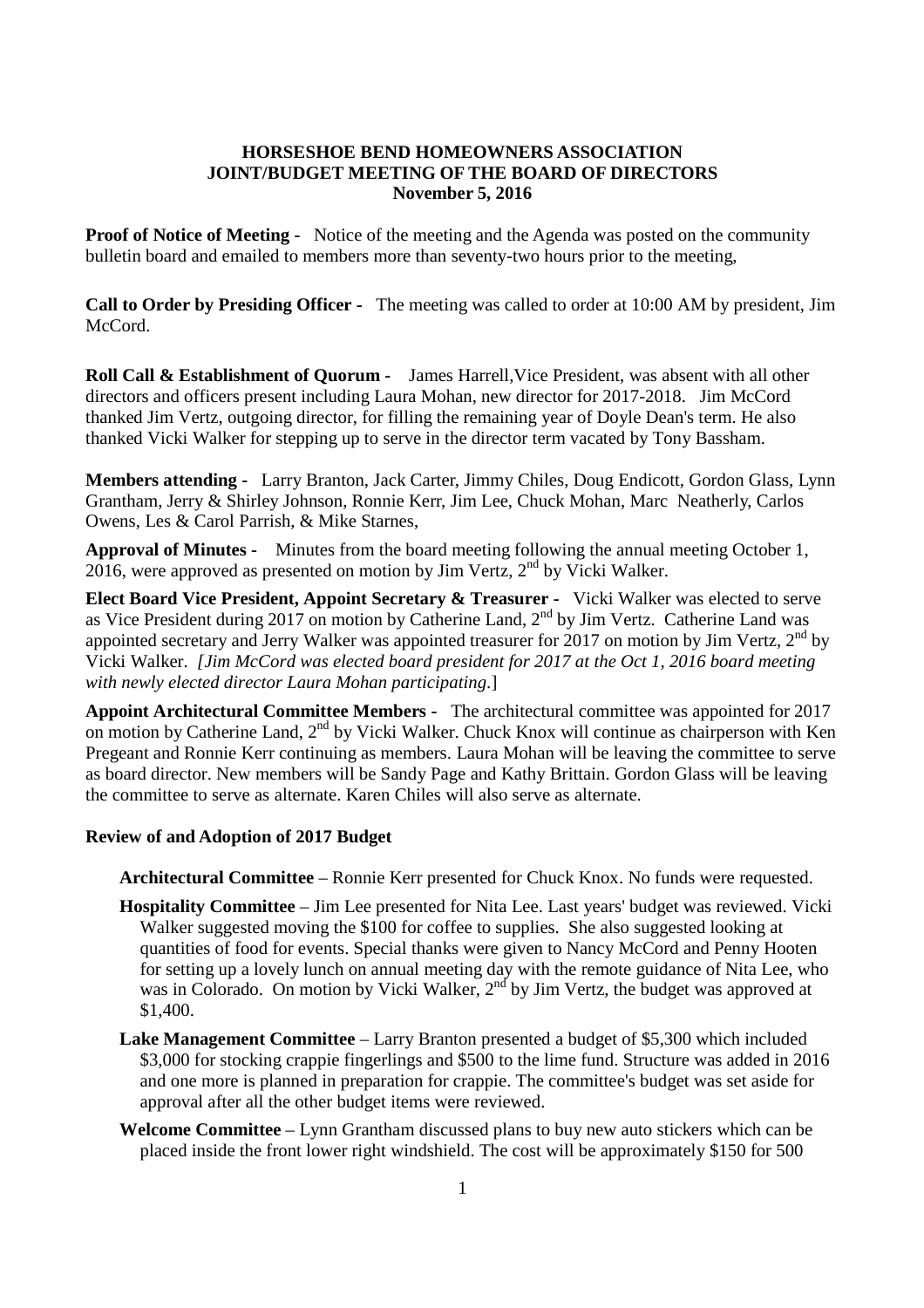# HORSESHOE BEND HOMEOWNERS ASSOCIATION
## JOINT/BUDGET MEETING OF THE BOARD OF DIRECTORS
### November 5, 2016

**Proof of Notice of Meeting -** Notice of the meeting and the Agenda was posted on the community bulletin board and emailed to members more than seventy-two hours prior to the meeting,

**Call to Order by Presiding Officer -** The meeting was called to order at 10:00 AM by president, Jim McCord.

**Roll Call & Establishment of Quorum -** James Harrell,Vice President, was absent with all other directors and officers present including Laura Mohan, new director for 2017-2018. Jim McCord thanked Jim Vertz, outgoing director, for filling the remaining year of Doyle Dean's term. He also thanked Vicki Walker for stepping up to serve in the director term vacated by Tony Bassham.

**Members attending -** Larry Branton, Jack Carter, Jimmy Chiles, Doug Endicott, Gordon Glass, Lynn Grantham, Jerry & Shirley Johnson, Ronnie Kerr, Jim Lee, Chuck Mohan, Marc Neatherly, Carlos Owens, Les & Carol Parrish, & Mike Starnes,

**Approval of Minutes -** Minutes from the board meeting following the annual meeting October 1, 2016, were approved as presented on motion by Jim Vertz, 2nd by Vicki Walker.

**Elect Board Vice President, Appoint Secretary & Treasurer -** Vicki Walker was elected to serve as Vice President during 2017 on motion by Catherine Land, 2nd by Jim Vertz. Catherine Land was appointed secretary and Jerry Walker was appointed treasurer for 2017 on motion by Jim Vertz, 2nd by Vicki Walker. *[Jim McCord was elected board president for 2017 at the Oct 1, 2016 board meeting with newly elected director Laura Mohan participating.]*

**Appoint Architectural Committee Members -** The architectural committee was appointed for 2017 on motion by Catherine Land, 2nd by Vicki Walker. Chuck Knox will continue as chairperson with Ken Pregeant and Ronnie Kerr continuing as members. Laura Mohan will be leaving the committee to serve as board director. New members will be Sandy Page and Kathy Brittain. Gordon Glass will be leaving the committee to serve as alternate. Karen Chiles will also serve as alternate.

**Review of and Adoption of 2017 Budget**

**Architectural Committee** – Ronnie Kerr presented for Chuck Knox. No funds were requested.

**Hospitality Committee** – Jim Lee presented for Nita Lee. Last years' budget was reviewed. Vicki Walker suggested moving the $100 for coffee to supplies. She also suggested looking at quantities of food for events. Special thanks were given to Nancy McCord and Penny Hooten for setting up a lovely lunch on annual meeting day with the remote guidance of Nita Lee, who was in Colorado. On motion by Vicki Walker, 2nd by Jim Vertz, the budget was approved at $1,400.

**Lake Management Committee** – Larry Branton presented a budget of $5,300 which included $3,000 for stocking crappie fingerlings and $500 to the lime fund. Structure was added in 2016 and one more is planned in preparation for crappie. The committee's budget was set aside for approval after all the other budget items were reviewed.

**Welcome Committee** – Lynn Grantham discussed plans to buy new auto stickers which can be placed inside the front lower right windshield. The cost will be approximately $150 for 500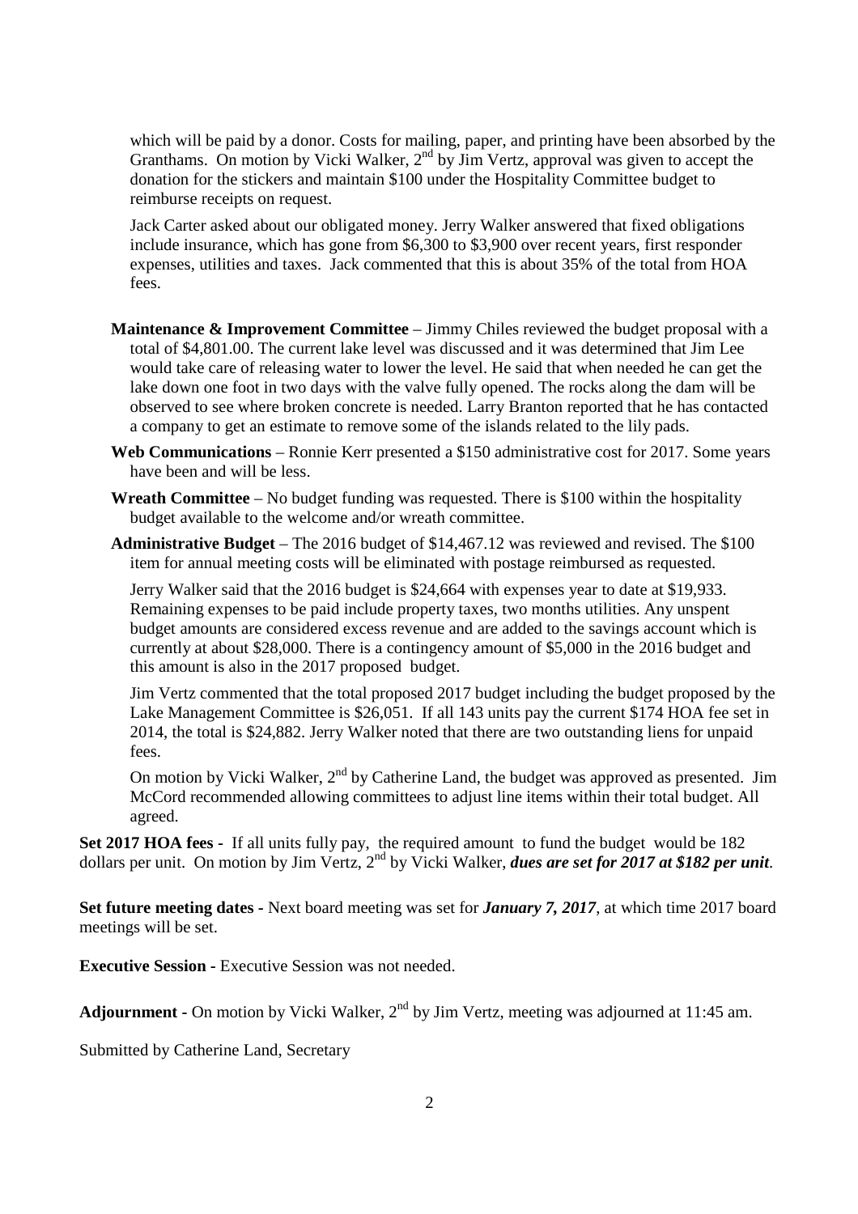which will be paid by a donor. Costs for mailing, paper, and printing have been absorbed by the Granthams. On motion by Vicki Walker, 2nd by Jim Vertz, approval was given to accept the donation for the stickers and maintain $100 under the Hospitality Committee budget to reimburse receipts on request.

Jack Carter asked about our obligated money. Jerry Walker answered that fixed obligations include insurance, which has gone from $6,300 to $3,900 over recent years, first responder expenses, utilities and taxes. Jack commented that this is about 35% of the total from HOA fees.

**Maintenance & Improvement Committee** – Jimmy Chiles reviewed the budget proposal with a total of $4,801.00. The current lake level was discussed and it was determined that Jim Lee would take care of releasing water to lower the level. He said that when needed he can get the lake down one foot in two days with the valve fully opened. The rocks along the dam will be observed to see where broken concrete is needed. Larry Branton reported that he has contacted a company to get an estimate to remove some of the islands related to the lily pads.

**Web Communications** – Ronnie Kerr presented a $150 administrative cost for 2017. Some years have been and will be less.

**Wreath Committee** – No budget funding was requested. There is $100 within the hospitality budget available to the welcome and/or wreath committee.

**Administrative Budget** – The 2016 budget of $14,467.12 was reviewed and revised. The $100 item for annual meeting costs will be eliminated with postage reimbursed as requested.

Jerry Walker said that the 2016 budget is $24,664 with expenses year to date at $19,933. Remaining expenses to be paid include property taxes, two months utilities. Any unspent budget amounts are considered excess revenue and are added to the savings account which is currently at about $28,000. There is a contingency amount of $5,000 in the 2016 budget and this amount is also in the 2017 proposed budget.

Jim Vertz commented that the total proposed 2017 budget including the budget proposed by the Lake Management Committee is $26,051. If all 143 units pay the current $174 HOA fee set in 2014, the total is $24,882. Jerry Walker noted that there are two outstanding liens for unpaid fees.

On motion by Vicki Walker, 2nd by Catherine Land, the budget was approved as presented. Jim McCord recommended allowing committees to adjust line items within their total budget. All agreed.

**Set 2017 HOA fees -** If all units fully pay, the required amount to fund the budget would be 182 dollars per unit. On motion by Jim Vertz, 2nd by Vicki Walker, ***dues are set for 2017 at $182 per unit***.

**Set future meeting dates -** Next board meeting was set for ***January 7, 2017***, at which time 2017 board meetings will be set.

**Executive Session -** Executive Session was not needed.

**Adjournment -** On motion by Vicki Walker, 2nd by Jim Vertz, meeting was adjourned at 11:45 am.

Submitted by Catherine Land, Secretary